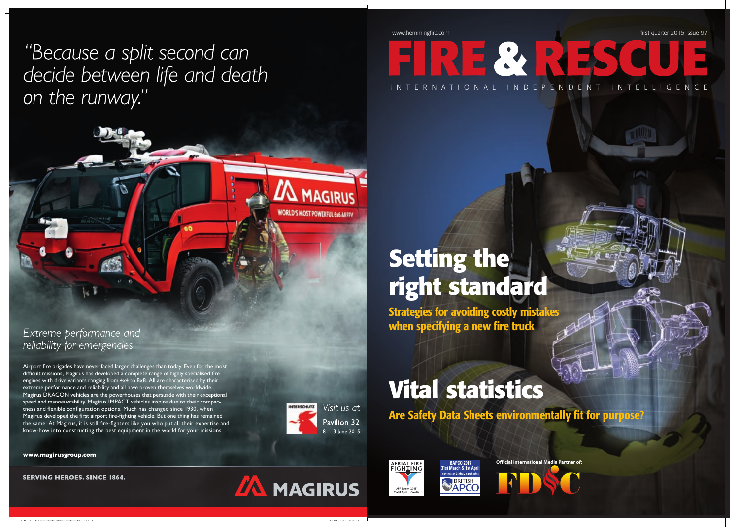*"Because a split second can decide between life and death on the runway."*

MAGIRUS
WORLD'S MOST POWERFUL 6x6 ARFFV

*Extreme performance and reliability for emergencies.*

Airport fire brigades have never faced larger challenges than today. Even for the most difficult missions, Magirus has developed a complete range of highly specialised fire engines with drive variants ranging from 4x4 to 8x8. All are characterised by their extreme performance and reliability and all have proven themselves worldwide. Magirus DRAGON vehicles are the powerhouses that persuade with their exceptional speed and manoeuvrability. Magirus IMPACT vehicles inspire due to their compactness and flexible configuration options. Much has changed since 1930, when Magirus developed the first airport fire-fighting vehicle. But one thing has remained the same: At Magirus, it is still fire-fighters like you who put all their expertise and know-how into constructing the best equipment in the world for your missions.

INTERSCHUTZ
*Visit us at*
Pavilion 32
8 - 13 June 2015

**www.magirusgroup.com**

**SERVING HEROES. SINCE 1864.**

**MAGIRUS**

---

www.hemmingfire.com

first quarter 2015 issue 97

# FIRE & RESCUE

INTERNATIONAL INDEPENDENT INTELLIGENCE

## Setting the right standard

**Strategies for avoiding costly mistakes when specifying a new fire truck**

## Vital statistics

**Are Safety Data Sheets environmentally fit for purpose?**

AERIAL FIREFIGHTING
AFF Europe 2015
29-30 April | Croatia

BAPCO 2015
31st March & 1st April
Manchester Central, Manchester
BRITISH APCO

**Official International Media Partner of:**

FDIC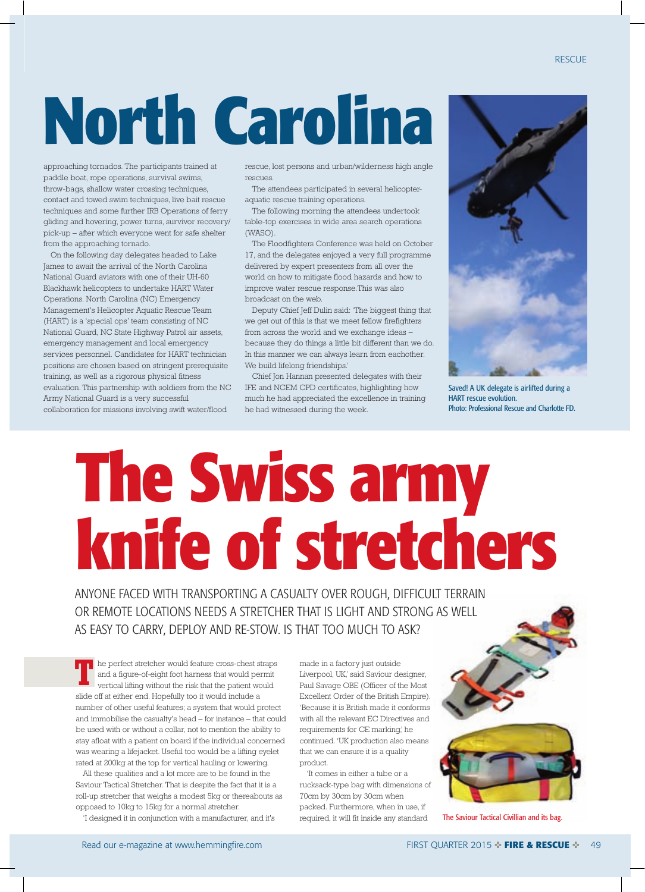# North Carolina

approaching tornados. The participants trained at paddle boat, rope operations, survival swims, throw-bags, shallow water crossing techniques, contact and towed swim techniques, live bait rescue techniques and some further IRB Operations of ferry gliding and hovering, power turns, survivor recovery/ pick-up – after which everyone went for safe shelter from the approaching tornado.

On the following day delegates headed to Lake James to await the arrival of the North Carolina National Guard aviators with one of their UH-60 Blackhawk helicopters to undertake HART Water Operations. North Carolina (NC) Emergency Management's Helicopter Aquatic Rescue Team (HART) is a 'special ops' team consisting of NC National Guard, NC State Highway Patrol air assets, emergency management and local emergency services personnel. Candidates for HART technician positions are chosen based on stringent prerequisite training, as well as a rigorous physical fitness evaluation. This partnership with soldiers from the NC Army National Guard is a very successful collaboration for missions involving swift water/flood rescue, lost persons and urban/wilderness high angle rescues.

The attendees participated in several helicopter-aquatic rescue training operations.

The following morning the attendees undertook table-top exercises in wide area search operations (WASO).

The Floodfighters Conference was held on October 17, and the delegates enjoyed a very full programme delivered by expert presenters from all over the world on how to mitigate flood hazards and how to improve water rescue response.This was also broadcast on the web.

Deputy Chief Jeff Dulin said: 'The biggest thing that we get out of this is that we meet fellow firefighters from across the world and we exchange ideas – because they do things a little bit different than we do. In this manner we can always learn from eachother. We build lifelong friendships.'

Chief Jon Hannan presented delegates with their IFE and NCEM CPD certificates, highlighting how much he had appreciated the excellence in training he had witnessed during the week.

Saved! A UK delegate is airlifted during a HART rescue evolution.
Photo: Professional Rescue and Charlotte FD.

# The Swiss army knife of stretchers

ANYONE FACED WITH TRANSPORTING A CASUALTY OVER ROUGH, DIFFICULT TERRAIN OR REMOTE LOCATIONS NEEDS A STRETCHER THAT IS LIGHT AND STRONG AS WELL AS EASY TO CARRY, DEPLOY AND RE-STOW. IS THAT TOO MUCH TO ASK?

The perfect stretcher would feature cross-chest straps and a figure-of-eight foot harness that would permit vertical lifting without the risk that the patient would slide off at either end. Hopefully too it would include a number of other useful features; a system that would protect and immobilise the casualty's head – for instance – that could be used with or without a collar, not to mention the ability to stay afloat with a patient on board if the individual concerned was wearing a lifejacket. Useful too would be a lifting eyelet rated at 200kg at the top for vertical hauling or lowering.

All these qualities and a lot more are to be found in the Saviour Tactical Stretcher. That is despite the fact that it is a roll-up stretcher that weighs a modest 5kg or thereabouts as opposed to 10kg to 15kg for a normal stretcher.

'I designed it in conjunction with a manufacturer, and it's made in a factory just outside Liverpool, UK,' said Saviour designer, Paul Savage OBE (Officer of the Most Excellent Order of the British Empire). 'Because it is British made it conforms with all the relevant EC Directives and requirements for CE marking,' he continued. 'UK production also means that we can ensure it is a quality product.

'It comes in either a tube or a rucksack-type bag with dimensions of 70cm by 30cm by 30cm when packed. Furthermore, when in use, if required, it will fit inside any standard

The Saviour Tactical Civillian and its bag.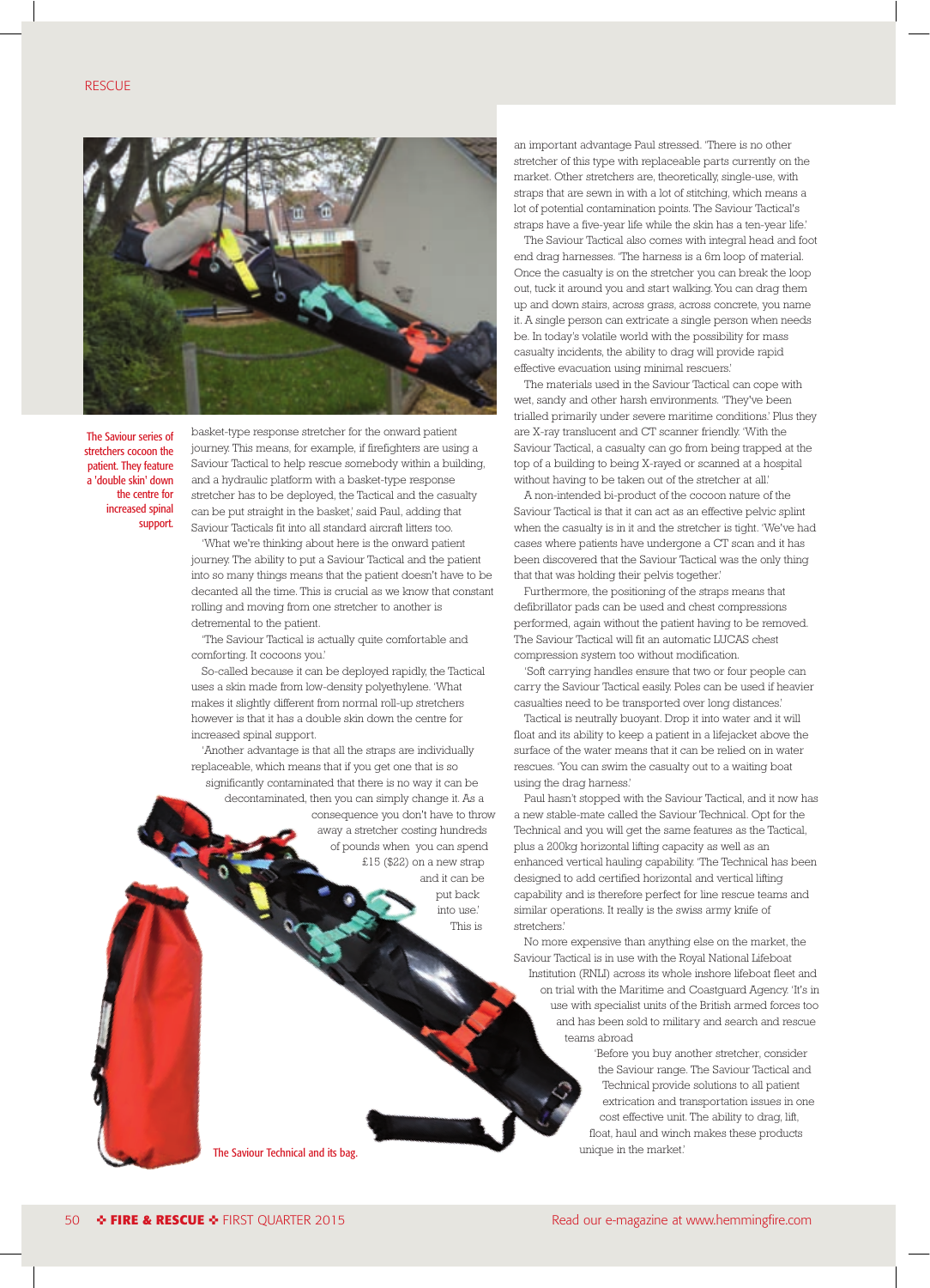The Saviour series of stretchers cocoon the patient. They feature a 'double skin' down the centre for increased spinal support.

basket-type response stretcher for the onward patient journey. This means, for example, if firefighters are using a Saviour Tactical to help rescue somebody within a building, and a hydraulic platform with a basket-type response stretcher has to be deployed, the Tactical and the casualty can be put straight in the basket,' said Paul, adding that Saviour Tacticals fit into all standard aircraft litters too.

'What we're thinking about here is the onward patient journey. The ability to put a Saviour Tactical and the patient into so many things means that the patient doesn't have to be decanted all the time. This is crucial as we know that constant rolling and moving from one stretcher to another is detremental to the patient.

'The Saviour Tactical is actually quite comfortable and comforting. It cocoons you.'

So-called because it can be deployed rapidly, the Tactical uses a skin made from low-density polyethylene. 'What makes it slightly different from normal roll-up stretchers however is that it has a double skin down the centre for increased spinal support.

'Another advantage is that all the straps are individually replaceable, which means that if you get one that is so significantly contaminated that there is no way it can be decontaminated, then you can simply change it. As a consequence you don't have to throw away a stretcher costing hundreds of pounds when you can spend £15 ($22) on a new strap and it can be put back into use.'

This is an important advantage Paul stressed. 'There is no other stretcher of this type with replaceable parts currently on the market. Other stretchers are, theoretically, single-use, with straps that are sewn in with a lot of stitching, which means a lot of potential contamination points. The Saviour Tactical's straps have a five-year life while the skin has a ten-year life.'

The Saviour Tactical also comes with integral head and foot end drag harnesses. 'The harness is a 6m loop of material. Once the casualty is on the stretcher you can break the loop out, tuck it around you and start walking. You can drag them up and down stairs, across grass, across concrete, you name it. A single person can extricate a single person when needs be. In today's volatile world with the possibility for mass casualty incidents, the ability to drag will provide rapid effective evacuation using minimal rescuers.'

The materials used in the Saviour Tactical can cope with wet, sandy and other harsh environments. 'They've been trialled primarily under severe maritime conditions.' Plus they are X-ray translucent and CT scanner friendly. 'With the Saviour Tactical, a casualty can go from being trapped at the top of a building to being X-rayed or scanned at a hospital without having to be taken out of the stretcher at all.'

A non-intended bi-product of the cocoon nature of the Saviour Tactical is that it can act as an effective pelvic splint when the casualty is in it and the stretcher is tight. 'We've had cases where patients have undergone a CT scan and it has been discovered that the Saviour Tactical was the only thing that that was holding their pelvis together.'

Furthermore, the positioning of the straps means that defibrillator pads can be used and chest compressions performed, again without the patient having to be removed. The Saviour Tactical will fit an automatic LUCAS chest compression system too without modification.

'Soft carrying handles ensure that two or four people can carry the Saviour Tactical easily. Poles can be used if heavier casualties need to be transported over long distances.'

Tactical is neutrally buoyant. Drop it into water and it will float and its ability to keep a patient in a lifejacket above the surface of the water means that it can be relied on in water rescues. 'You can swim the casualty out to a waiting boat using the drag harness.'

Paul hasn't stopped with the Saviour Tactical, and it now has a new stable-mate called the Saviour Technical. Opt for the Technical and you will get the same features as the Tactical, plus a 200kg horizontal lifting capacity as well as an enhanced vertical hauling capability. 'The Technical has been designed to add certified horizontal and vertical lifting capability and is therefore perfect for line rescue teams and similar operations. It really is the swiss army knife of stretchers.'

No more expensive than anything else on the market, the Saviour Tactical is in use with the Royal National Lifeboat Institution (RNLI) across its whole inshore lifeboat fleet and on trial with the Maritime and Coastguard Agency. 'It's in use with specialist units of the British armed forces too and has been sold to military and search and rescue teams abroad

'Before you buy another stretcher, consider the Saviour range. The Saviour Tactical and Technical provide solutions to all patient extrication and transportation issues in one cost effective unit. The ability to drag, lift, float, haul and winch makes these products unique in the market.'

The Saviour Technical and its bag.